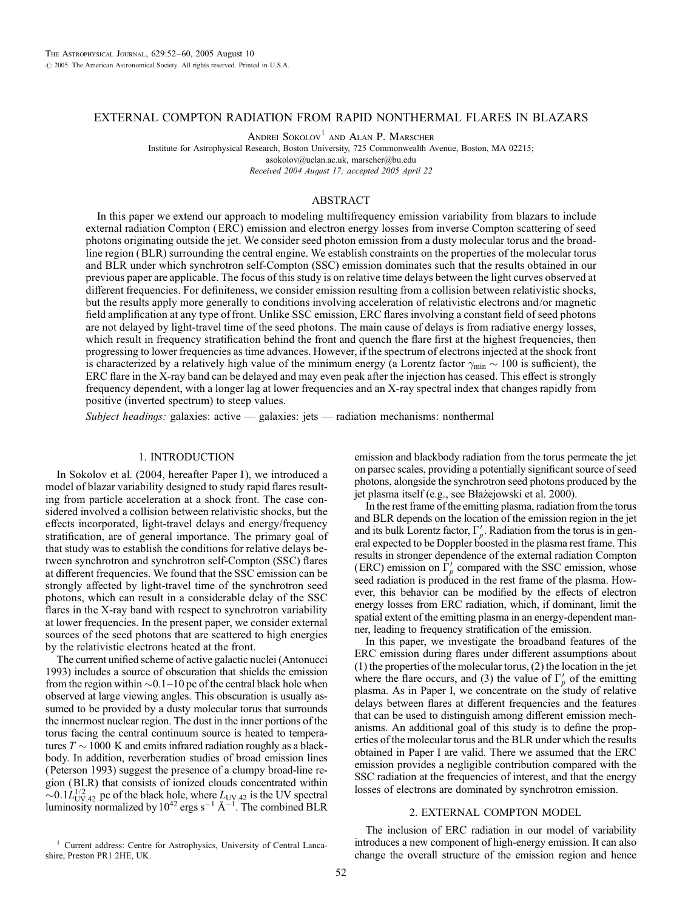# EXTERNAL COMPTON RADIATION FROM RAPID NONTHERMAL FLARES IN BLAZARS

Andrei Sokolov[1] and Alan P. Marscher

Institute for Astrophysical Research, Boston University, 725 Commonwealth Avenue, Boston, MA 02215;
asokolov@uclan.ac.uk, marscher@bu.edu

*Received 2004 August 17; accepted 2005 April 22*

## ABSTRACT

In this paper we extend our approach to modeling multifrequency emission variability from blazars to include external radiation Compton (ERC) emission and electron energy losses from inverse Compton scattering of seed photons originating outside the jet. We consider seed photon emission from a dusty molecular torus and the broad-line region (BLR) surrounding the central engine. We establish constraints on the properties of the molecular torus and BLR under which synchrotron self-Compton (SSC) emission dominates such that the results obtained in our previous paper are applicable. The focus of this study is on relative time delays between the light curves observed at different frequencies. For definiteness, we consider emission resulting from a collision between relativistic shocks, but the results apply more generally to conditions involving acceleration of relativistic electrons and/or magnetic field amplification at any type of front. Unlike SSC emission, ERC flares involving a constant field of seed photons are not delayed by light-travel time of the seed photons. The main cause of delays is from radiative energy losses, which result in frequency stratification behind the front and quench the flare first at the highest frequencies, then progressing to lower frequencies as time advances. However, if the spectrum of electrons injected at the shock front is characterized by a relatively high value of the minimum energy (a Lorentz factor $\gamma_{\rm min} \sim 100$ is sufficient), the ERC flare in the X-ray band can be delayed and may even peak after the injection has ceased. This effect is strongly frequency dependent, with a longer lag at lower frequencies and an X-ray spectral index that changes rapidly from positive (inverted spectrum) to steep values.

*Subject headings:* galaxies: active — galaxies: jets — radiation mechanisms: nonthermal

## 1. INTRODUCTION

In Sokolov et al. (2004, hereafter Paper I), we introduced a model of blazar variability designed to study rapid flares resulting from particle acceleration at a shock front. The case considered involved a collision between relativistic shocks, but the effects incorporated, light-travel delays and energy/frequency stratification, are of general importance. The primary goal of that study was to establish the conditions for relative delays between synchrotron and synchrotron self-Compton (SSC) flares at different frequencies. We found that the SSC emission can be strongly affected by light-travel time of the synchrotron seed photons, which can result in a considerable delay of the SSC flares in the X-ray band with respect to synchrotron variability at lower frequencies. In the present paper, we consider external sources of the seed photons that are scattered to high energies by the relativistic electrons heated at the front.

The current unified scheme of active galactic nuclei (Antonucci 1993) includes a source of obscuration that shields the emission from the region within $\sim$0.1–10 pc of the central black hole when observed at large viewing angles. This obscuration is usually assumed to be provided by a dusty molecular torus that surrounds the innermost nuclear region. The dust in the inner portions of the torus facing the central continuum source is heated to temperatures $T \sim 1000$ K and emits infrared radiation roughly as a blackbody. In addition, reverberation studies of broad emission lines (Peterson 1993) suggest the presence of a clumpy broad-line region (BLR) that consists of ionized clouds concentrated within $\sim 0.1 L_{\rm UV,42}^{1/2}$ pc of the black hole, where $L_{\rm UV,42}$ is the UV spectral luminosity normalized by $10^{42}$ ergs s$^{-1}$ Å$^{-1}$. The combined BLR emission and blackbody radiation from the torus permeate the jet on parsec scales, providing a potentially significant source of seed photons, alongside the synchrotron seed photons produced by the jet plasma itself (e.g., see Błażejowski et al. 2000).

In the rest frame of the emitting plasma, radiation from the torus and BLR depends on the location of the emission region in the jet and its bulk Lorentz factor, $\Gamma'_p$. Radiation from the torus is in general expected to be Doppler boosted in the plasma rest frame. This results in stronger dependence of the external radiation Compton (ERC) emission on $\Gamma'_p$ compared with the SSC emission, whose seed radiation is produced in the rest frame of the plasma. However, this behavior can be modified by the effects of electron energy losses from ERC radiation, which, if dominant, limit the spatial extent of the emitting plasma in an energy-dependent manner, leading to frequency stratification of the emission.

In this paper, we investigate the broadband features of the ERC emission during flares under different assumptions about (1) the properties of the molecular torus, (2) the location in the jet where the flare occurs, and (3) the value of $\Gamma'_p$ of the emitting plasma. As in Paper I, we concentrate on the study of relative delays between flares at different frequencies and the features that can be used to distinguish among different emission mechanisms. An additional goal of this study is to define the properties of the molecular torus and the BLR under which the results obtained in Paper I are valid. There we assumed that the ERC emission provides a negligible contribution compared with the SSC radiation at the frequencies of interest, and that the energy losses of electrons are dominated by synchrotron emission.

## 2. EXTERNAL COMPTON MODEL

The inclusion of ERC radiation in our model of variability introduces a new component of high-energy emission. It can also change the overall structure of the emission region and hence

[1] Current address: Centre for Astrophysics, University of Central Lancashire, Preston PR1 2HE, UK.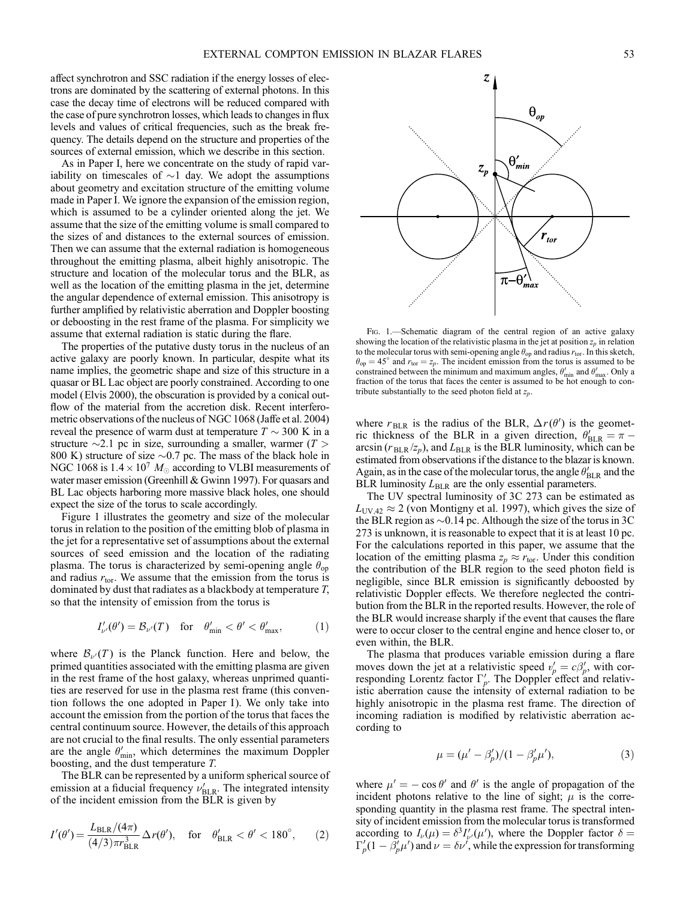affect synchrotron and SSC radiation if the energy losses of electrons are dominated by the scattering of external photons. In this case the decay time of electrons will be reduced compared with the case of pure synchrotron losses, which leads to changes in flux levels and values of critical frequencies, such as the break frequency. The details depend on the structure and properties of the sources of external emission, which we describe in this section.

As in Paper I, here we concentrate on the study of rapid variability on timescales of ~1 day. We adopt the assumptions about geometry and excitation structure of the emitting volume made in Paper I. We ignore the expansion of the emission region, which is assumed to be a cylinder oriented along the jet. We assume that the size of the emitting volume is small compared to the sizes of and distances to the external sources of emission. Then we can assume that the external radiation is homogeneous throughout the emitting plasma, albeit highly anisotropic. The structure and location of the molecular torus and the BLR, as well as the location of the emitting plasma in the jet, determine the angular dependence of external emission. This anisotropy is further amplified by relativistic aberration and Doppler boosting or deboosting in the rest frame of the plasma. For simplicity we assume that external radiation is static during the flare.

The properties of the putative dusty torus in the nucleus of an active galaxy are poorly known. In particular, despite what its name implies, the geometric shape and size of this structure in a quasar or BL Lac object are poorly constrained. According to one model (Elvis 2000), the obscuration is provided by a conical outflow of the material from the accretion disk. Recent interferometric observations of the nucleus of NGC 1068 (Jaffe et al. 2004) reveal the presence of warm dust at temperature $T \sim 300$ K in a structure ~2.1 pc in size, surrounding a smaller, warmer ($T > 800$ K) structure of size ~0.7 pc. The mass of the black hole in NGC 1068 is $1.4 \times 10^7\ M_\odot$ according to VLBI measurements of water maser emission (Greenhill & Gwinn 1997). For quasars and BL Lac objects harboring more massive black holes, one should expect the size of the torus to scale accordingly.

Figure 1 illustrates the geometry and size of the molecular torus in relation to the position of the emitting blob of plasma in the jet for a representative set of assumptions about the external sources of seed emission and the location of the radiating plasma. The torus is characterized by semi-opening angle $\theta_{\rm op}$ and radius $r_{\rm tor}$. We assume that the emission from the torus is dominated by dust that radiates as a blackbody at temperature $T$, so that the intensity of emission from the torus is

$$I'_{\nu'}(\theta') = \mathcal{B}_{\nu'}(T) \quad \text{for} \quad \theta'_{\rm min} < \theta' < \theta'_{\rm max}, \tag{1}$$

where $\mathcal{B}_{\nu'}(T)$ is the Planck function. Here and below, the primed quantities associated with the emitting plasma are given in the rest frame of the host galaxy, whereas unprimed quantities are reserved for use in the plasma rest frame (this convention follows the one adopted in Paper I). We only take into account the emission from the portion of the torus that faces the central continuum source. However, the details of this approach are not crucial to the final results. The only essential parameters are the angle $\theta'_{\rm min}$, which determines the maximum Doppler boosting, and the dust temperature $T$.

The BLR can be represented by a uniform spherical source of emission at a fiducial frequency $\nu'_{\rm BLR}$. The integrated intensity of the incident emission from the BLR is given by

$$I'(\theta') = \frac{L_{\rm BLR}/(4\pi)}{(4/3)\pi r_{\rm BLR}^3} \Delta r(\theta'), \quad \text{for} \quad \theta'_{\rm BLR} < \theta' < 180^\circ, \tag{2}$$

z

$\theta_{op}$

$\theta'_{min}$

$z_p$

$r_{tor}$

$\pi-\theta'_{max}$

Fig. 1.—Schematic diagram of the central region of an active galaxy showing the location of the relativistic plasma in the jet at position $z_p$ in relation to the molecular torus with semi-opening angle $\theta_{\rm op}$ and radius $r_{\rm tor}$. In this sketch, $\theta_{\rm op} = 45^\circ$ and $r_{\rm tor} = z_p$. The incident emission from the torus is assumed to be constrained between the minimum and maximum angles, $\theta'_{\rm min}$ and $\theta'_{\rm max}$. Only a fraction of the torus that faces the center is assumed to be hot enough to contribute substantially to the seed photon field at $z_p$.

where $r_{\rm BLR}$ is the radius of the BLR, $\Delta r(\theta')$ is the geometric thickness of the BLR in a given direction, $\theta'_{\rm BLR} = \pi - \arcsin(r_{\rm BLR}/z_p)$, and $L_{\rm BLR}$ is the BLR luminosity, which can be estimated from observations if the distance to the blazar is known. Again, as in the case of the molecular torus, the angle $\theta'_{\rm BLR}$ and the BLR luminosity $L_{\rm BLR}$ are the only essential parameters.

The UV spectral luminosity of 3C 273 can be estimated as $L_{\rm UV,42} \approx 2$ (von Montigny et al. 1997), which gives the size of the BLR region as ~0.14 pc. Although the size of the torus in 3C 273 is unknown, it is reasonable to expect that it is at least 10 pc. For the calculations reported in this paper, we assume that the location of the emitting plasma $z_p \approx r_{\rm tor}$. Under this condition the contribution of the BLR region to the seed photon field is negligible, since BLR emission is significantly deboosted by relativistic Doppler effects. We therefore neglected the contribution from the BLR in the reported results. However, the role of the BLR would increase sharply if the event that causes the flare were to occur closer to the central engine and hence closer to, or even within, the BLR.

The plasma that produces variable emission during a flare moves down the jet at a relativistic speed $v'_p = c\beta'_p$, with corresponding Lorentz factor $\Gamma'_p$. The Doppler effect and relativistic aberration cause the intensity of external radiation to be highly anisotropic in the plasma rest frame. The direction of incoming radiation is modified by relativistic aberration according to

$$\mu = (\mu' - \beta'_p)/(1 - \beta'_p \mu'), \tag{3}$$

where $\mu' = -\cos\theta'$ and $\theta'$ is the angle of propagation of the incident photons relative to the line of sight; $\mu$ is the corresponding quantity in the plasma rest frame. The spectral intensity of incident emission from the molecular torus is transformed according to $I_\nu(\mu) = \delta^3 I'_{\nu'}(\mu')$, where the Doppler factor $\delta = \Gamma'_p(1 - \beta'_p \mu')$ and $\nu = \delta\nu'$, while the expression for transforming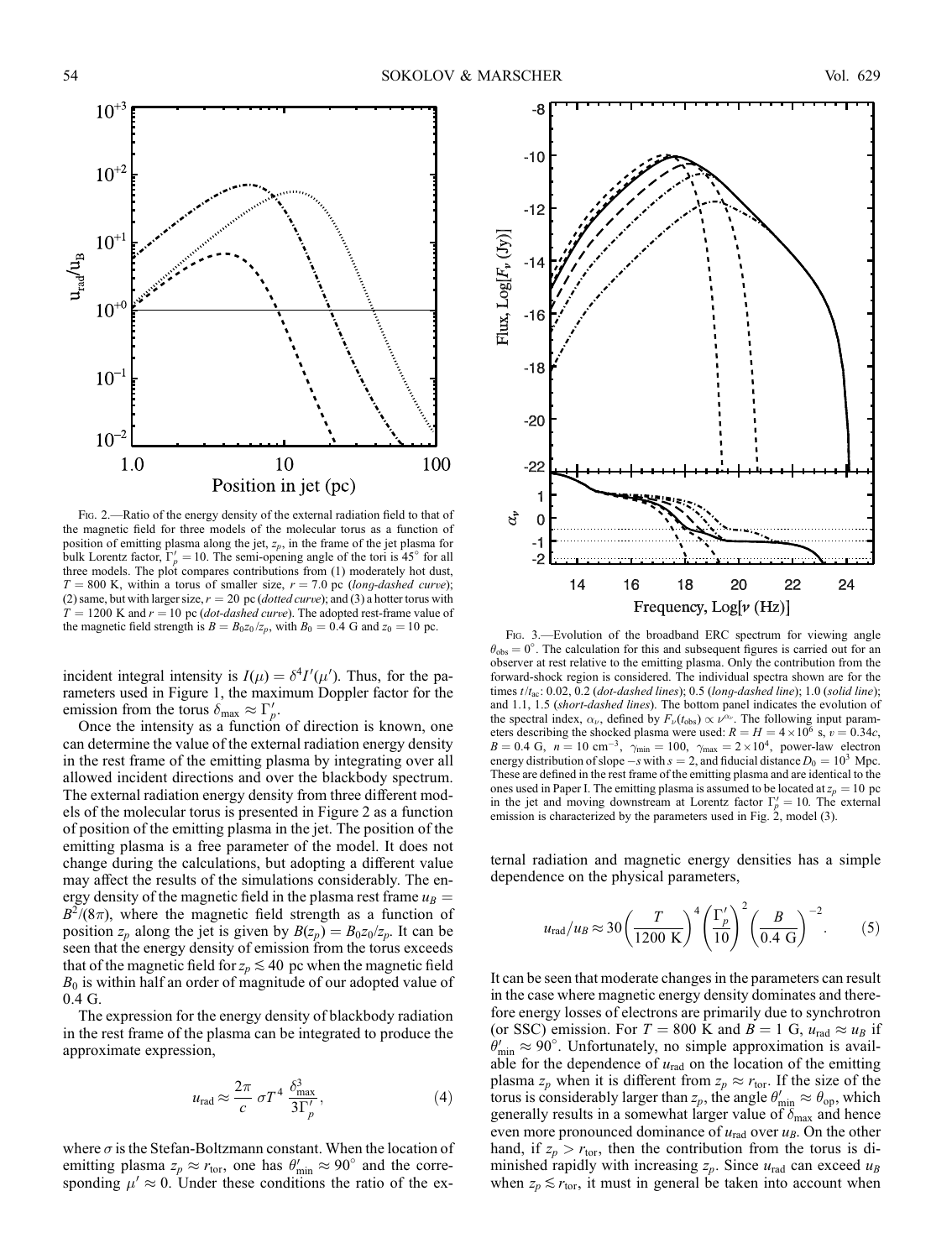$10^{+3}$
$10^{+2}$
$10^{+1}$
$10^{+0}$
$10^{-1}$
$10^{-2}$
$u_{rad}/u_B$
1.0
10
100
Position in jet (pc)

FIG. 2.—Ratio of the energy density of the external radiation field to that of the magnetic field for three models of the molecular torus as a function of position of emitting plasma along the jet, $z_p$, in the frame of the jet plasma for bulk Lorentz factor, $\Gamma_p' = 10$. The semi-opening angle of the tori is 45° for all three models. The plot compares contributions from (1) moderately hot dust, $T = 800$ K, within a torus of smaller size, $r = 7.0$ pc (*long-dashed curve*); (2) same, but with larger size, $r = 20$ pc (*dotted curve*); and (3) a hotter torus with $T = 1200$ K and $r = 10$ pc (*dot-dashed curve*). The adopted rest-frame value of the magnetic field strength is $B = B_0 z_0/z_p$, with $B_0 = 0.4$ G and $z_0 = 10$ pc.

-8
-10
-12
-14
-16
-18
-20
-22
Flux, Log[$F_\nu$ (Jy)]
1
0
-1
-2
$\alpha_\nu$
14
16
18
20
22
24
Frequency, Log[$\nu$ (Hz)]

FIG. 3.—Evolution of the broadband ERC spectrum for viewing angle $\theta_{obs} = 0°$. The calculation for this and subsequent figures is carried out for an observer at rest relative to the emitting plasma. Only the contribution from the forward-shock region is considered. The individual spectra shown are for the times $t/t_{ac}$: 0.02, 0.2 (*dot-dashed lines*); 0.5 (*long-dashed line*); 1.0 (*solid line*); and 1.1, 1.5 (*short-dashed lines*). The bottom panel indicates the evolution of the spectral index, $\alpha_\nu$, defined by $F_\nu(t_{obs}) \propto \nu^{\alpha_\nu}$. The following input parameters describing the shocked plasma were used: $R = H = 4 \times 10^6$ s, $v = 0.34c$, $B = 0.4$ G, $n = 10$ cm$^{-3}$, $\gamma_{min} = 100$, $\gamma_{max} = 2 \times 10^4$, power-law electron energy distribution of slope $-s$ with $s = 2$, and fiducial distance $D_0 = 10^3$ Mpc. These are defined in the rest frame of the emitting plasma and are identical to the ones used in Paper I. The emitting plasma is assumed to be located at $z_p = 10$ pc in the jet and moving downstream at Lorentz factor $\Gamma_p' = 10$. The external emission is characterized by the parameters used in Fig. 2, model (3).

incident integral intensity is $I(\mu) = \delta^4 I'(\mu')$. Thus, for the parameters used in Figure 1, the maximum Doppler factor for the emission from the torus $\delta_{max} \approx \Gamma_p'$.

Once the intensity as a function of direction is known, one can determine the value of the external radiation energy density in the rest frame of the emitting plasma by integrating over all allowed incident directions and over the blackbody spectrum. The external radiation energy density from three different models of the molecular torus is presented in Figure 2 as a function of position of the emitting plasma in the jet. The position of the emitting plasma is a free parameter of the model. It does not change during the calculations, but adopting a different value may affect the results of the simulations considerably. The energy density of the magnetic field in the plasma rest frame $u_B = B^2/(8\pi)$, where the magnetic field strength as a function of position $z_p$ along the jet is given by $B(z_p) = B_0 z_0/z_p$. It can be seen that the energy density of emission from the torus exceeds that of the magnetic field for $z_p \lesssim 40$ pc when the magnetic field $B_0$ is within half an order of magnitude of our adopted value of 0.4 G.

The expression for the energy density of blackbody radiation in the rest frame of the plasma can be integrated to produce the approximate expression,

$$u_{rad} \approx \frac{2\pi}{c} \sigma T^4 \frac{\delta_{max}^3}{3\Gamma_p'}, \tag{4}$$

where $\sigma$ is the Stefan-Boltzmann constant. When the location of emitting plasma $z_p \approx r_{tor}$, one has $\theta'_{min} \approx 90°$ and the corresponding $\mu' \approx 0$. Under these conditions the ratio of the external radiation and magnetic energy densities has a simple dependence on the physical parameters,

$$u_{rad}/u_B \approx 30 \left(\frac{T}{1200\ \mathrm{K}}\right)^4 \left(\frac{\Gamma_p'}{10}\right)^2 \left(\frac{B}{0.4\ \mathrm{G}}\right)^{-2}. \tag{5}$$

It can be seen that moderate changes in the parameters can result in the case where magnetic energy density dominates and therefore energy losses of electrons are primarily due to synchrotron (or SSC) emission. For $T = 800$ K and $B = 1$ G, $u_{rad} \approx u_B$ if $\theta'_{min} \approx 90°$. Unfortunately, no simple approximation is available for the dependence of $u_{rad}$ on the location of the emitting plasma $z_p$ when it is different from $z_p \approx r_{tor}$. If the size of the torus is considerably larger than $z_p$, the angle $\theta'_{min} \approx \theta_{op}$, which generally results in a somewhat larger value of $\delta_{max}$ and hence even more pronounced dominance of $u_{rad}$ over $u_B$. On the other hand, if $z_p > r_{tor}$, then the contribution from the torus is diminished rapidly with increasing $z_p$. Since $u_{rad}$ can exceed $u_B$ when $z_p \lesssim r_{tor}$, it must in general be taken into account when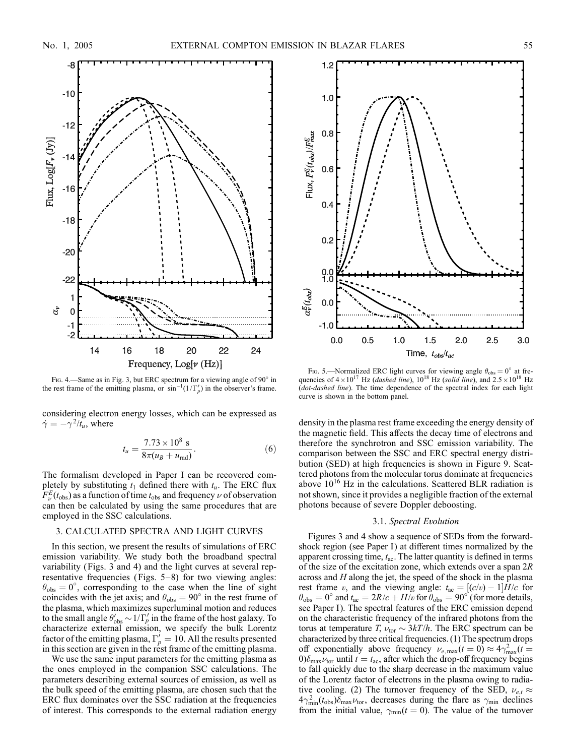Flux, Log[$F_\nu$ (Jy)]

-8
-10
-12
-14
-16
-18
-20
-22

$\alpha_\nu$

1
0
-1
-2

14 16 18 20 22 24

Frequency, Log[$\nu$ (Hz)]

Fig. 4.—Same as in Fig. 3, but ERC spectrum for a viewing angle of 90° in the rest frame of the emitting plasma, or $\sin^{-1}(1/\Gamma_p')$ in the observer's frame.

Flux, $F_\nu^E(t_{obs})/F_{max}^E$

1.2
1.0
0.8
0.6
0.4
0.2
0.0

$\alpha_\nu^E(t_{obs})$

1.0
0.0
-1.0

0.0 0.5 1.0 1.5 2.0 2.5 3.0

Time, $t_{obs}/t_{ac}$

Fig. 5.—Normalized ERC light curves for viewing angle $\theta_{obs} = 0°$ at frequencies of $4\times10^{17}$ Hz (*dashed line*), $10^{18}$ Hz (*solid line*), and $2.5\times10^{18}$ Hz (*dot-dashed line*) in the calculations. The time dependence of the spectral index for each light curve is shown in the bottom panel.

considering electron energy losses, which can be expressed as $\dot{\gamma} = -\gamma^2/t_u$, where

$$t_u = \frac{7.73\times10^8 \text{ s}}{8\pi(u_B + u_{rad})}. \quad (6)$$

The formalism developed in Paper I can be recovered completely by substituting $t_1$ defined there with $t_u$. The ERC flux $F_\nu^E(t_{obs})$ as a function of time $t_{obs}$ and frequency $\nu$ of observation can then be calculated by using the same procedures that are employed in the SSC calculations.

## 3. CALCULATED SPECTRA AND LIGHT CURVES

In this section, we present the results of simulations of ERC emission variability. We study both the broadband spectral variability (Figs. 3 and 4) and the light curves at several representative frequencies (Figs. 5–8) for two viewing angles: $\theta_{obs} = 0°$, corresponding to the case when the line of sight coincides with the jet axis; and $\theta_{obs} = 90°$ in the rest frame of the plasma, which maximizes superluminal motion and reduces to the small angle $\theta'_{obs} \sim 1/\Gamma'_p$ in the frame of the host galaxy. To characterize external emission, we specify the bulk Lorentz factor of the emitting plasma, $\Gamma'_p = 10$. All the results presented in this section are given in the rest frame of the emitting plasma.

We use the same input parameters for the emitting plasma as the ones employed in the companion SSC calculations. The parameters describing external sources of emission, as well as the bulk speed of the emitting plasma, are chosen such that the ERC flux dominates over the SSC radiation at the frequencies of interest. This corresponds to the external radiation energy density in the plasma rest frame exceeding the energy density of the magnetic field. This affects the decay time of electrons and therefore the synchrotron and SSC emission variability. The comparison between the SSC and ERC spectral energy distribution (SED) at high frequencies is shown in Figure 9. Scattered photons from the molecular torus dominate at frequencies above $10^{16}$ Hz in the calculations. Scattered BLR radiation is not shown, since it provides a negligible fraction of the external photons because of severe Doppler deboosting.

### 3.1. *Spectral Evolution*

Figures 3 and 4 show a sequence of SEDs from the forward-shock region (see Paper I) at different times normalized by the apparent crossing time, $t_{ac}$. The latter quantity is defined in terms of the size of the excitation zone, which extends over a span $2R$ across and $H$ along the jet, the speed of the shock in the plasma rest frame $v$, and the viewing angle: $t_{ac} = [(c/v) - 1]H/c$ for $\theta_{obs} = 0°$ and $t_{ac} = 2R/c + H/v$ for $\theta_{obs} = 90°$ (for more details, see Paper I). The spectral features of the ERC emission depend on the characteristic frequency of the infrared photons from the torus at temperature $T$, $\nu_{tor} \sim 3kT/h$. The ERC spectrum can be characterized by three critical frequencies. (1) The spectrum drops off exponentially above frequency $\nu_{e,\max}(t=0) \approx 4\gamma^2_{\max}(t=0)\delta_{\max}\nu_{tor}$ until $t = t_{ac}$, after which the drop-off frequency begins to fall quickly due to the sharp decrease in the maximum value of the Lorentz factor of electrons in the plasma owing to radiative cooling. (2) The turnover frequency of the SED, $\nu_{e,t} \approx 4\gamma^2_{\min}(t_{obs})\delta_{\max}\nu_{tor}$, decreases during the flare as $\gamma_{\min}$ declines from the initial value, $\gamma_{\min}(t=0)$. The value of the turnover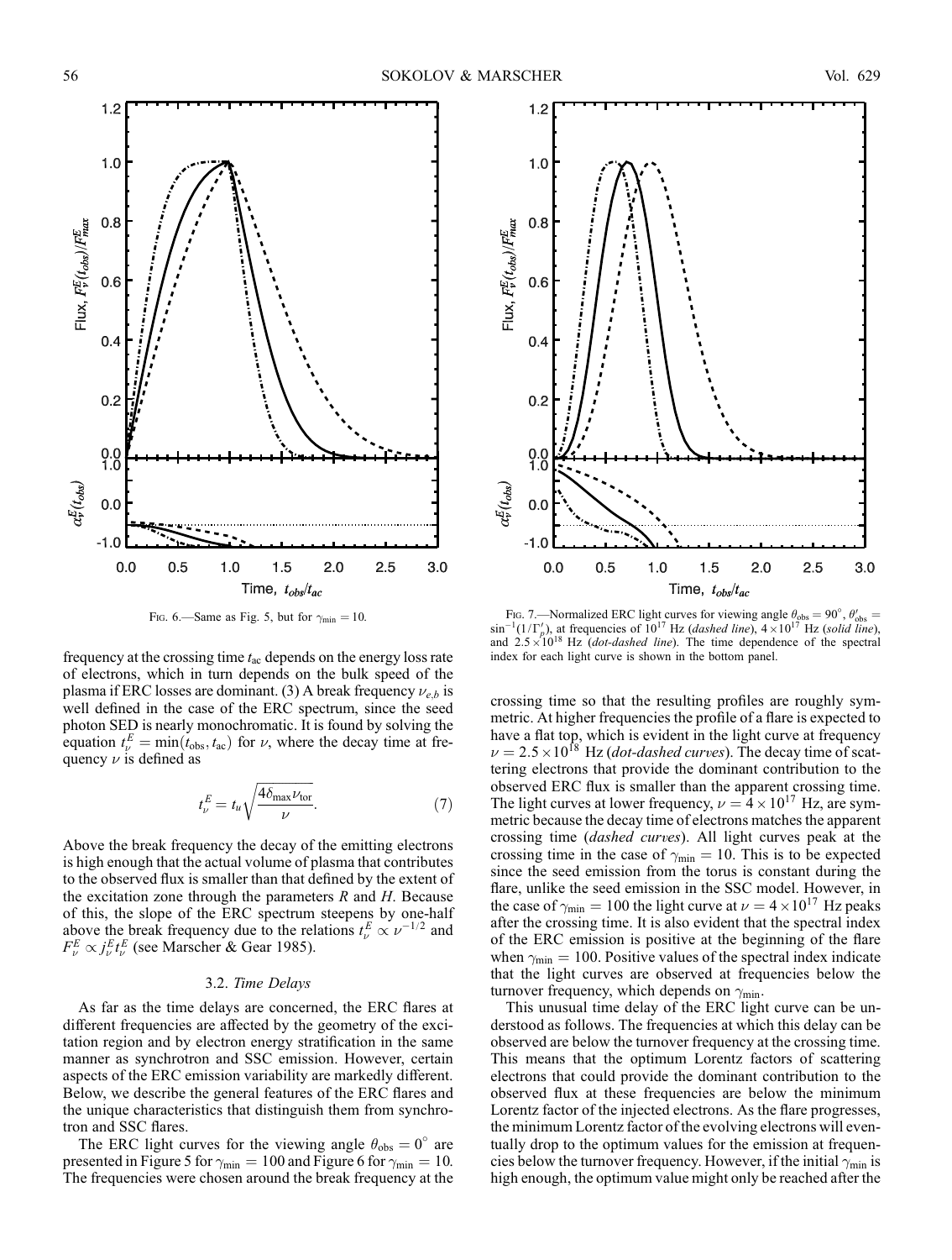Flux, $F_\nu^E(t_{obs})/F_{max}^E$

$\alpha_\nu^E(t_{obs})$

Time, $t_{obs}/t_{ac}$

FIG. 6.—Same as Fig. 5, but for $\gamma_{\min} = 10$.

Flux, $F_\nu^E(t_{obs})/F_{max}^E$

$\alpha_\nu^E(t_{obs})$

Time, $t_{obs}/t_{ac}$

FIG. 7.—Normalized ERC light curves for viewing angle $\theta_{\rm obs} = 90°$, $\theta'_{\rm obs} = \sin^{-1}(1/\Gamma'_p)$, at frequencies of $10^{17}$ Hz (*dashed line*), $4\times10^{17}$ Hz (*solid line*), and $2.5\times10^{18}$ Hz (*dot-dashed line*). The time dependence of the spectral index for each light curve is shown in the bottom panel.

frequency at the crossing time $t_{\rm ac}$ depends on the energy loss rate of electrons, which in turn depends on the bulk speed of the plasma if ERC losses are dominant. (3) A break frequency $\nu_{e,b}$ is well defined in the case of the ERC spectrum, since the seed photon SED is nearly monochromatic. It is found by solving the equation $t_\nu^E = \min(t_{\rm obs}, t_{\rm ac})$ for $\nu$, where the decay time at frequency $\nu$ is defined as

$$t_\nu^E = t_u\sqrt{\frac{4\delta_{\max}\nu_{\rm tor}}{\nu}}. \tag{7}$$

Above the break frequency the decay of the emitting electrons is high enough that the actual volume of plasma that contributes to the observed flux is smaller than that defined by the extent of the excitation zone through the parameters $R$ and $H$. Because of this, the slope of the ERC spectrum steepens by one-half above the break frequency due to the relations $t_\nu^E \propto \nu^{-1/2}$ and $F_\nu^E \propto j_\nu^E t_\nu^E$ (see Marscher & Gear 1985).

### 3.2. *Time Delays*

As far as the time delays are concerned, the ERC flares at different frequencies are affected by the geometry of the excitation region and by electron energy stratification in the same manner as synchrotron and SSC emission. However, certain aspects of the ERC emission variability are markedly different. Below, we describe the general features of the ERC flares and the unique characteristics that distinguish them from synchrotron and SSC flares.

The ERC light curves for the viewing angle $\theta_{\rm obs} = 0°$ are presented in Figure 5 for $\gamma_{\min} = 100$ and Figure 6 for $\gamma_{\min} = 10$. The frequencies were chosen around the break frequency at the crossing time so that the resulting profiles are roughly symmetric. At higher frequencies the profile of a flare is expected to have a flat top, which is evident in the light curve at frequency $\nu = 2.5\times10^{18}$ Hz (*dot-dashed curves*). The decay time of scattering electrons that provide the dominant contribution to the observed ERC flux is smaller than the apparent crossing time. The light curves at lower frequency, $\nu = 4\times10^{17}$ Hz, are symmetric because the decay time of electrons matches the apparent crossing time (*dashed curves*). All light curves peak at the crossing time in the case of $\gamma_{\min} = 10$. This is to be expected since the seed emission from the torus is constant during the flare, unlike the seed emission in the SSC model. However, in the case of $\gamma_{\min} = 100$ the light curve at $\nu = 4\times10^{17}$ Hz peaks after the crossing time. It is also evident that the spectral index of the ERC emission is positive at the beginning of the flare when $\gamma_{\min} = 100$. Positive values of the spectral index indicate that the light curves are observed at frequencies below the turnover frequency, which depends on $\gamma_{\min}$.

This unusual time delay of the ERC light curve can be understood as follows. The frequencies at which this delay can be observed are below the turnover frequency at the crossing time. This means that the optimum Lorentz factors of scattering electrons that could provide the dominant contribution to the observed flux at these frequencies are below the minimum Lorentz factor of the injected electrons. As the flare progresses, the minimum Lorentz factor of the evolving electrons will eventually drop to the optimum values for the emission at frequencies below the turnover frequency. However, if the initial $\gamma_{\min}$ is high enough, the optimum value might only be reached after the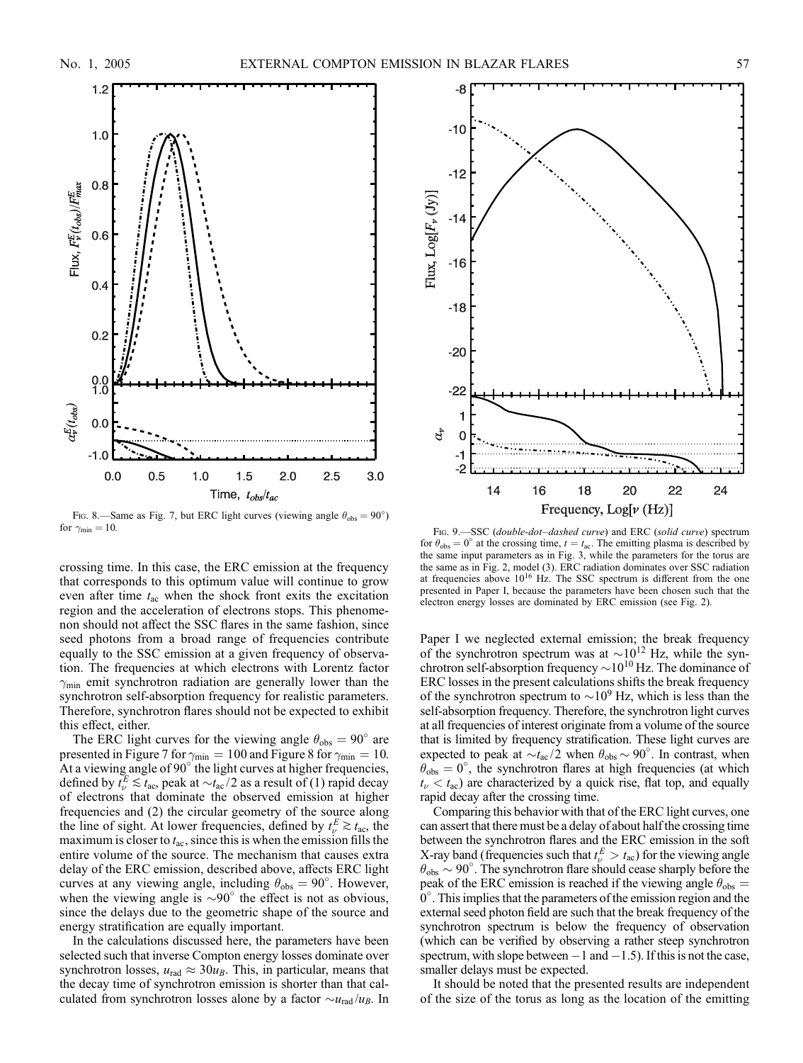Flux, $F^E_\nu(t_{obs})/F^E_{max}$

$\alpha^E_\nu(t_{obs})$

Time, $t_{obs}/t_{ac}$

Fig. 8.—Same as Fig. 7, but ERC light curves (viewing angle $\theta_{obs} = 90°$) for $\gamma_{min} = 10$.

Flux, Log[$F_\nu$ (Jy)]

$\alpha_\nu$

Frequency, Log[$\nu$ (Hz)]

Fig. 9.—SSC (*double-dot–dashed curve*) and ERC (*solid curve*) spectrum for $\theta_{obs} = 0°$ at the crossing time, $t = t_{ac}$. The emitting plasma is described by the same input parameters as in Fig. 3, while the parameters for the torus are the same as in Fig. 2, model (3). ERC radiation dominates over SSC radiation at frequencies above $10^{16}$ Hz. The SSC spectrum is different from the one presented in Paper I, because the parameters have been chosen such that the electron energy losses are dominated by ERC emission (see Fig. 2).

crossing time. In this case, the ERC emission at the frequency that corresponds to this optimum value will continue to grow even after time $t_{ac}$ when the shock front exits the excitation region and the acceleration of electrons stops. This phenomenon should not affect the SSC flares in the same fashion, since seed photons from a broad range of frequencies contribute equally to the SSC emission at a given frequency of observation. The frequencies at which electrons with Lorentz factor $\gamma_{min}$ emit synchrotron radiation are generally lower than the synchrotron self-absorption frequency for realistic parameters. Therefore, synchrotron flares should not be expected to exhibit this effect, either.

The ERC light curves for the viewing angle $\theta_{obs} = 90°$ are presented in Figure 7 for $\gamma_{min} = 100$ and Figure 8 for $\gamma_{min} = 10$. At a viewing angle of 90° the light curves at higher frequencies, defined by $t^E_\nu \lesssim t_{ac}$, peak at $\sim t_{ac}/2$ as a result of (1) rapid decay of electrons that dominate the observed emission at higher frequencies and (2) the circular geometry of the source along the line of sight. At lower frequencies, defined by $t^E_\nu \gtrsim t_{ac}$, the maximum is closer to $t_{ac}$, since this is when the emission fills the entire volume of the source. The mechanism that causes extra delay of the ERC emission, described above, affects ERC light curves at any viewing angle, including $\theta_{obs} = 90°$. However, when the viewing angle is $\sim 90°$ the effect is not as obvious, since the delays due to the geometric shape of the source and energy stratification are equally important.

In the calculations discussed here, the parameters have been selected such that inverse Compton energy losses dominate over synchrotron losses, $u_{rad} \approx 30 u_B$. This, in particular, means that the decay time of synchrotron emission is shorter than that calculated from synchrotron losses alone by a factor $\sim u_{rad}/u_B$. In Paper I we neglected external emission; the break frequency of the synchrotron spectrum was at $\sim 10^{12}$ Hz, while the synchrotron self-absorption frequency $\sim 10^{10}$ Hz. The dominance of ERC losses in the present calculations shifts the break frequency of the synchrotron spectrum to $\sim 10^9$ Hz, which is less than the self-absorption frequency. Therefore, the synchrotron light curves at all frequencies of interest originate from a volume of the source that is limited by frequency stratification. These light curves are expected to peak at $\sim t_{ac}/2$ when $\theta_{obs} \sim 90°$. In contrast, when $\theta_{obs} = 0°$, the synchrotron flares at high frequencies (at which $t_\nu < t_{ac}$) are characterized by a quick rise, flat top, and equally rapid decay after the crossing time.

Comparing this behavior with that of the ERC light curves, one can assert that there must be a delay of about half the crossing time between the synchrotron flares and the ERC emission in the soft X-ray band (frequencies such that $t^E_\nu > t_{ac}$) for the viewing angle $\theta_{obs} \sim 90°$. The synchrotron flare should cease sharply before the peak of the ERC emission is reached if the viewing angle $\theta_{obs} = 0°$. This implies that the parameters of the emission region and the external seed photon field are such that the break frequency of the synchrotron spectrum is below the frequency of observation (which can be verified by observing a rather steep synchrotron spectrum, with slope between $-1$ and $-1.5$). If this is not the case, smaller delays must be expected.

It should be noted that the presented results are independent of the size of the torus as long as the location of the emitting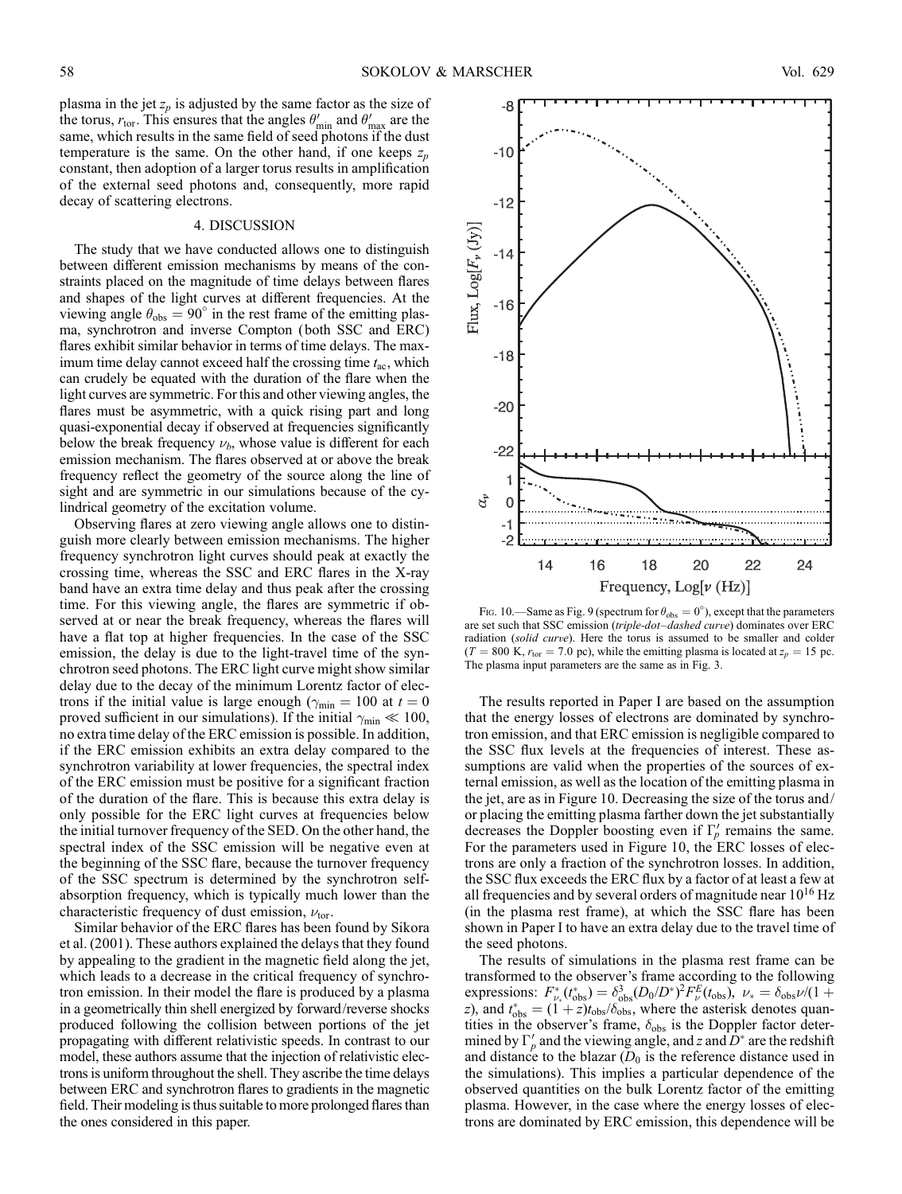plasma in the jet $z_p$ is adjusted by the same factor as the size of the torus, $r_{\rm tor}$. This ensures that the angles $\theta'_{\rm min}$ and $\theta'_{\rm max}$ are the same, which results in the same field of seed photons if the dust temperature is the same. On the other hand, if one keeps $z_p$ constant, then adoption of a larger torus results in amplification of the external seed photons and, consequently, more rapid decay of scattering electrons.

## 4. DISCUSSION

The study that we have conducted allows one to distinguish between different emission mechanisms by means of the constraints placed on the magnitude of time delays between flares and shapes of the light curves at different frequencies. At the viewing angle $\theta_{\rm obs} = 90°$ in the rest frame of the emitting plasma, synchrotron and inverse Compton (both SSC and ERC) flares exhibit similar behavior in terms of time delays. The maximum time delay cannot exceed half the crossing time $t_{\rm ac}$, which can crudely be equated with the duration of the flare when the light curves are symmetric. For this and other viewing angles, the flares must be asymmetric, with a quick rising part and long quasi-exponential decay if observed at frequencies significantly below the break frequency $\nu_b$, whose value is different for each emission mechanism. The flares observed at or above the break frequency reflect the geometry of the source along the line of sight and are symmetric in our simulations because of the cylindrical geometry of the excitation volume.

Observing flares at zero viewing angle allows one to distinguish more clearly between emission mechanisms. The higher frequency synchrotron light curves should peak at exactly the crossing time, whereas the SSC and ERC flares in the X-ray band have an extra time delay and thus peak after the crossing time. For this viewing angle, the flares are symmetric if observed at or near the break frequency, whereas the flares will have a flat top at higher frequencies. In the case of the SSC emission, the delay is due to the light-travel time of the synchrotron seed photons. The ERC light curve might show similar delay due to the decay of the minimum Lorentz factor of electrons if the initial value is large enough ($\gamma_{\rm min} = 100$ at $t = 0$ proved sufficient in our simulations). If the initial $\gamma_{\rm min} \ll 100$, no extra time delay of the ERC emission is possible. In addition, if the ERC emission exhibits an extra delay compared to the synchrotron variability at lower frequencies, the spectral index of the ERC emission must be positive for a significant fraction of the duration of the flare. This is because this extra delay is only possible for the ERC light curves at frequencies below the initial turnover frequency of the SED. On the other hand, the spectral index of the SSC emission will be negative even at the beginning of the SSC flare, because the turnover frequency of the SSC spectrum is determined by the synchrotron self-absorption frequency, which is typically much lower than the characteristic frequency of dust emission, $\nu_{\rm tor}$.

Similar behavior of the ERC flares has been found by Sikora et al. (2001). These authors explained the delays that they found by appealing to the gradient in the magnetic field along the jet, which leads to a decrease in the critical frequency of synchrotron emission. In their model the flare is produced by a plasma in a geometrically thin shell energized by forward/reverse shocks produced following the collision between portions of the jet propagating with different relativistic speeds. In contrast to our model, these authors assume that the injection of relativistic electrons is uniform throughout the shell. They ascribe the time delays between ERC and synchrotron flares to gradients in the magnetic field. Their modeling is thus suitable to more prolonged flares than the ones considered in this paper.

Flux, Log[$F_\nu$ (Jy)]
-8
-10
-12
-14
-16
-18
-20
-22
$\alpha_\nu$
1
0
-1
-2
14 16 18 20 22 24
Frequency, Log[$\nu$ (Hz)]

Fig. 10.—Same as Fig. 9 (spectrum for $\theta_{\rm obs} = 0°$), except that the parameters are set such that SSC emission (*triple-dot–dashed curve*) dominates over ERC radiation (*solid curve*). Here the torus is assumed to be smaller and colder ($T = 800$ K, $r_{\rm tor} = 7.0$ pc), while the emitting plasma is located at $z_p = 15$ pc. The plasma input parameters are the same as in Fig. 3.

The results reported in Paper I are based on the assumption that the energy losses of electrons are dominated by synchrotron emission, and that ERC emission is negligible compared to the SSC flux levels at the frequencies of interest. These assumptions are valid when the properties of the sources of external emission, as well as the location of the emitting plasma in the jet, are as in Figure 10. Decreasing the size of the torus and/or placing the emitting plasma farther down the jet substantially decreases the Doppler boosting even if $\Gamma'_p$ remains the same. For the parameters used in Figure 10, the ERC losses of electrons are only a fraction of the synchrotron losses. In addition, the SSC flux exceeds the ERC flux by a factor of at least a few at all frequencies and by several orders of magnitude near $10^{16}$ Hz (in the plasma rest frame), at which the SSC flare has been shown in Paper I to have an extra delay due to the travel time of the seed photons.

The results of simulations in the plasma rest frame can be transformed to the observer's frame according to the following expressions: $F^*_{\nu_*}(t^*_{\rm obs}) = \delta^3_{\rm obs}(D_0/D^*)^2 F^E_\nu(t_{\rm obs})$, $\nu_* = \delta_{\rm obs}\nu/(1+z)$, and $t^*_{\rm obs} = (1+z)t_{\rm obs}/\delta_{\rm obs}$, where the asterisk denotes quantities in the observer's frame, $\delta_{\rm obs}$ is the Doppler factor determined by $\Gamma'_p$ and the viewing angle, and $z$ and $D^*$ are the redshift and distance to the blazar ($D_0$ is the reference distance used in the simulations). This implies a particular dependence of the observed quantities on the bulk Lorentz factor of the emitting plasma. However, in the case where the energy losses of electrons are dominated by ERC emission, this dependence will be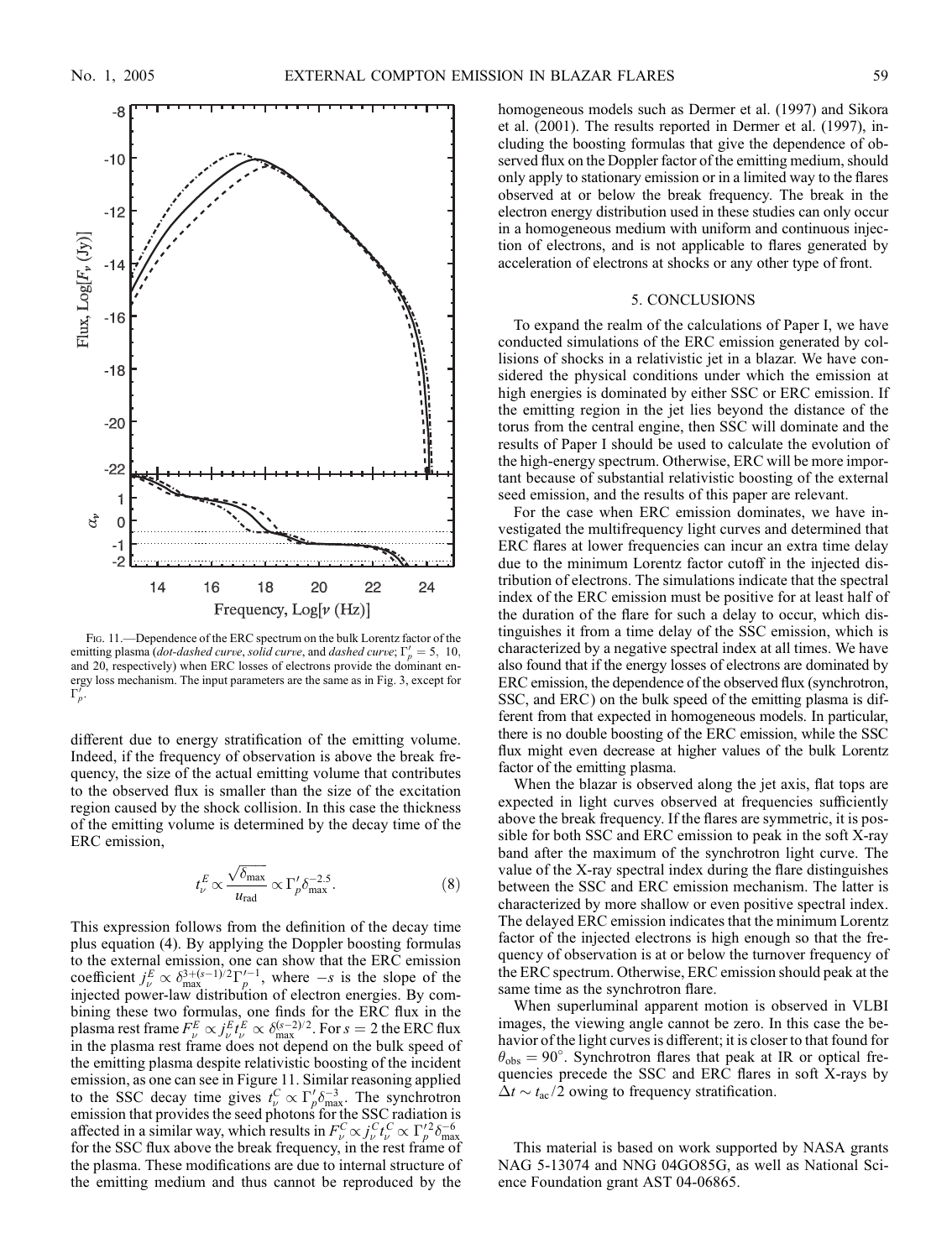-8

-10

-12

-14

-16

-18

-20

-22

Flux, Log[$F_\nu$ (Jy)]

1

0

-1

-2

$\alpha_\nu$

14 16 18 20 22 24

Frequency, Log[$\nu$ (Hz)]

Fig. 11.—Dependence of the ERC spectrum on the bulk Lorentz factor of the emitting plasma (*dot-dashed curve*, *solid curve*, and *dashed curve*; $\Gamma'_p = 5,\ 10$, and 20, respectively) when ERC losses of electrons provide the dominant energy loss mechanism. The input parameters are the same as in Fig. 3, except for $\Gamma'_p$.

different due to energy stratification of the emitting volume. Indeed, if the frequency of observation is above the break frequency, the size of the actual emitting volume that contributes to the observed flux is smaller than the size of the excitation region caused by the shock collision. In this case the thickness of the emitting volume is determined by the decay time of the ERC emission,

$$t^E_\nu \propto \frac{\sqrt{\delta_{\rm max}}}{u_{\rm rad}} \propto \Gamma'_p \delta_{\rm max}^{-2.5}. \tag{8}$$

This expression follows from the definition of the decay time plus equation (4). By applying the Doppler boosting formulas to the external emission, one can show that the ERC emission coefficient $j^E_\nu \propto \delta_{\rm max}^{3+(s-1)/2} \Gamma_p'^{-1}$, where $-s$ is the slope of the injected power-law distribution of electron energies. By combining these two formulas, one finds for the ERC flux in the plasma rest frame $F^E_\nu \propto j^E_\nu t^E_\nu \propto \delta_{\rm max}^{(s-2)/2}$. For $s = 2$ the ERC flux in the plasma rest frame does not depend on the bulk speed of the emitting plasma despite relativistic boosting of the incident emission, as one can see in Figure 11. Similar reasoning applied to the SSC decay time gives $t^C_\nu \propto \Gamma'_p \delta_{\rm max}^{-3}$. The synchrotron emission that provides the seed photons for the SSC radiation is affected in a similar way, which results in $F^C_\nu \propto j^C_\nu t^C_\nu \propto \Gamma_p'^2 \delta_{\rm max}^{-6}$ for the SSC flux above the break frequency, in the rest frame of the plasma. These modifications are due to internal structure of the emitting medium and thus cannot be reproduced by the homogeneous models such as Dermer et al. (1997) and Sikora et al. (2001). The results reported in Dermer et al. (1997), including the boosting formulas that give the dependence of observed flux on the Doppler factor of the emitting medium, should only apply to stationary emission or in a limited way to the flares observed at or below the break frequency. The break in the electron energy distribution used in these studies can only occur in a homogeneous medium with uniform and continuous injection of electrons, and is not applicable to flares generated by acceleration of electrons at shocks or any other type of front.

## 5. CONCLUSIONS

To expand the realm of the calculations of Paper I, we have conducted simulations of the ERC emission generated by collisions of shocks in a relativistic jet in a blazar. We have considered the physical conditions under which the emission at high energies is dominated by either SSC or ERC emission. If the emitting region in the jet lies beyond the distance of the torus from the central engine, then SSC will dominate and the results of Paper I should be used to calculate the evolution of the high-energy spectrum. Otherwise, ERC will be more important because of substantial relativistic boosting of the external seed emission, and the results of this paper are relevant.

For the case when ERC emission dominates, we have investigated the multifrequency light curves and determined that ERC flares at lower frequencies can incur an extra time delay due to the minimum Lorentz factor cutoff in the injected distribution of electrons. The simulations indicate that the spectral index of the ERC emission must be positive for at least half of the duration of the flare for such a delay to occur, which distinguishes it from a time delay of the SSC emission, which is characterized by a negative spectral index at all times. We have also found that if the energy losses of electrons are dominated by ERC emission, the dependence of the observed flux (synchrotron, SSC, and ERC) on the bulk speed of the emitting plasma is different from that expected in homogeneous models. In particular, there is no double boosting of the ERC emission, while the SSC flux might even decrease at higher values of the bulk Lorentz factor of the emitting plasma.

When the blazar is observed along the jet axis, flat tops are expected in light curves observed at frequencies sufficiently above the break frequency. If the flares are symmetric, it is possible for both SSC and ERC emission to peak in the soft X-ray band after the maximum of the synchrotron light curve. The value of the X-ray spectral index during the flare distinguishes between the SSC and ERC emission mechanism. The latter is characterized by more shallow or even positive spectral index. The delayed ERC emission indicates that the minimum Lorentz factor of the injected electrons is high enough so that the frequency of observation is at or below the turnover frequency of the ERC spectrum. Otherwise, ERC emission should peak at the same time as the synchrotron flare.

When superluminal apparent motion is observed in VLBI images, the viewing angle cannot be zero. In this case the behavior of the light curves is different; it is closer to that found for $\theta_{\rm obs} = 90^\circ$. Synchrotron flares that peak at IR or optical frequencies precede the SSC and ERC flares in soft X-rays by $\Delta t \sim t_{\rm ac}/2$ owing to frequency stratification.

This material is based on work supported by NASA grants NAG 5-13074 and NNG 04GO85G, as well as National Science Foundation grant AST 04-06865.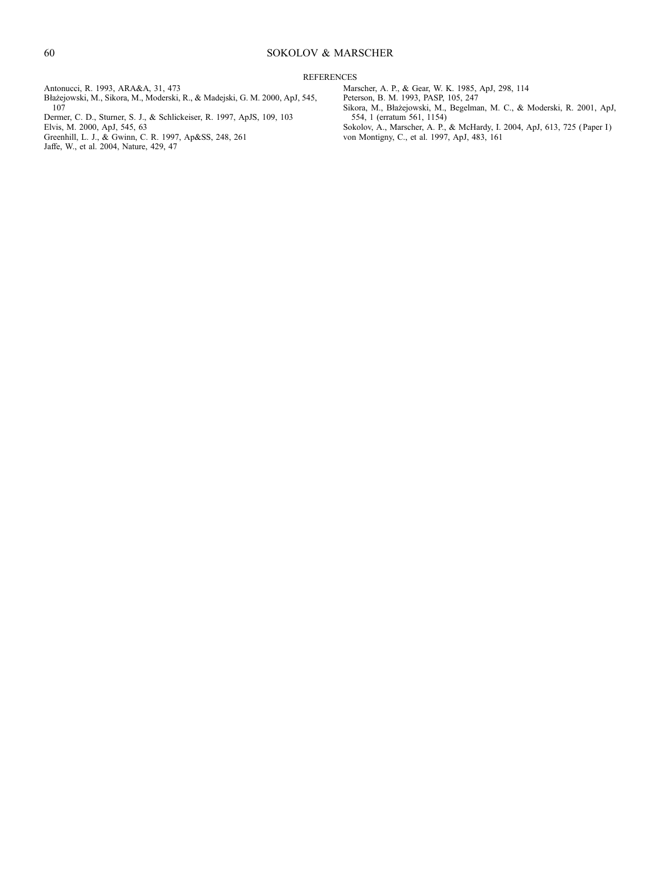## REFERENCES

Antonucci, R. 1993, ARA&A, 31, 473

Błażejowski, M., Sikora, M., Moderski, R., & Madejski, G. M. 2000, ApJ, 545, 107

Dermer, C. D., Sturner, S. J., & Schlickeiser, R. 1997, ApJS, 109, 103

Elvis, M. 2000, ApJ, 545, 63

Greenhill, L. J., & Gwinn, C. R. 1997, Ap&SS, 248, 261

Jaffe, W., et al. 2004, Nature, 429, 47

Marscher, A. P., & Gear, W. K. 1985, ApJ, 298, 114

Peterson, B. M. 1993, PASP, 105, 247

Sikora, M., Błażejowski, M., Begelman, M. C., & Moderski, R. 2001, ApJ, 554, 1 (erratum 561, 1154)

Sokolov, A., Marscher, A. P., & McHardy, I. 2004, ApJ, 613, 725 (Paper I)

von Montigny, C., et al. 1997, ApJ, 483, 161